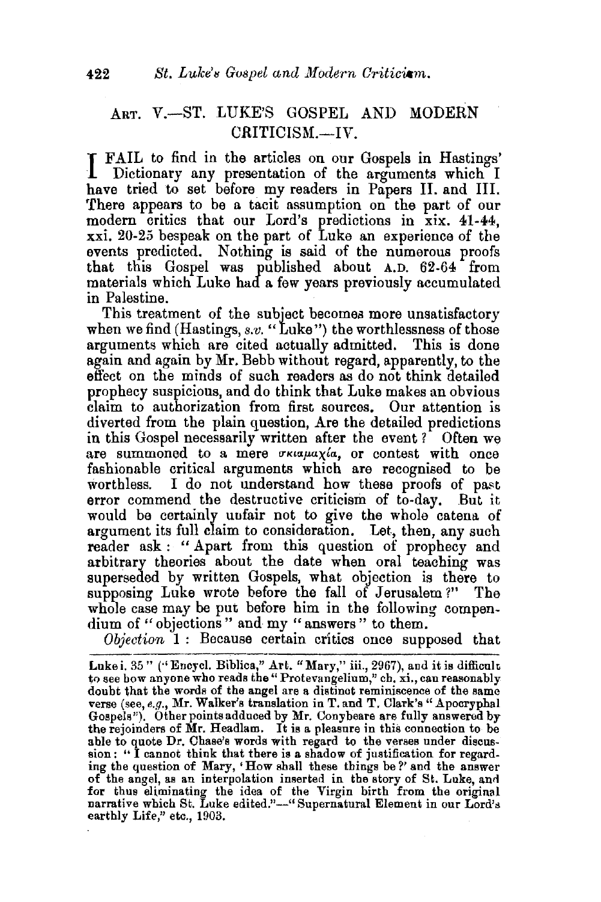## ART. V.—ST. LUKE'S GOSPEL AND MODERN CRITICISM.—IV.

I FAIL to find in the articles on our Gospels in Hastings' Dictionary any presentation of the arguments which I have tried to set before my readers in Papers II. and III. There appears to be a tacit assumption on the part of our modern critics that our Lord's predictions in xix. 41-44, xxi. 20-25 bespeak on the part of Luke an experience of the events predicted. Nothing is said of the numerous proofs that this Gospel was published about A.D. 62-64 from materials which Luke had a few years previously accumulated in Palestine.

This treatment of the subject becomes more unsatisfactory when we find (Hastings, *s.v.* "Luke") the worthlessness of those arguments which are cited actually admitted. This is done again and again by Mr. Bebb without regard, apparently, to the effect on the minds of such readers as do not think detailed prophecy suspicious, and do think that Luke makes an obvious claim to authorization from first sources. Our attention is diverted from the plain question, Are the detailed predictions in this Gospel necessarily written after the event? Often we are summoned to a mere σκιαμαχία, or contest with once fashionable critical arguments which are recognised to be worthless. I do not understand how these proofs of past error commend the destructive criticism of to-day. But it would be certainly unfair not to give the whole catena of argument its full claim to consideration. Let, then, any such reader ask: "Apart from this question of prophecy and arbitrary theories about the date when oral teaching was superseded by written Gospels, what objection is there to supposing Luke wrote before the fall of Jerusalem?" The whole case may be put before him in the following compendium of "objections" and my "answers" to them.

*Objection* 1: Because certain critics once supposed that

---

Luke i. 35" ("Encycl. Biblica," Art. "Mary," iii., 2967), and it is difficult to see how anyone who reads the "Protevangelium," ch. xi., can reasonably doubt that the words of the angel are a distinct reminiscence of the same verse (see, *e.g.*, Mr. Walker's translation in T. and T. Clark's "Apocryphal Gospels"). Other points adduced by Mr. Conybeare are fully answered by the rejoinders of Mr. Headlam. It is a pleasure in this connection to be able to quote Dr. Chase's words with regard to the verses under discussion: "I cannot think that there is a shadow of justification for regarding the question of Mary, 'How shall these things be?' and the answer of the angel, as an interpolation inserted in the story of St. Luke, and for thus eliminating the idea of the Virgin birth from the original narrative which St. Luke edited."—"Supernatural Element in our Lord's earthly Life," etc., 1903.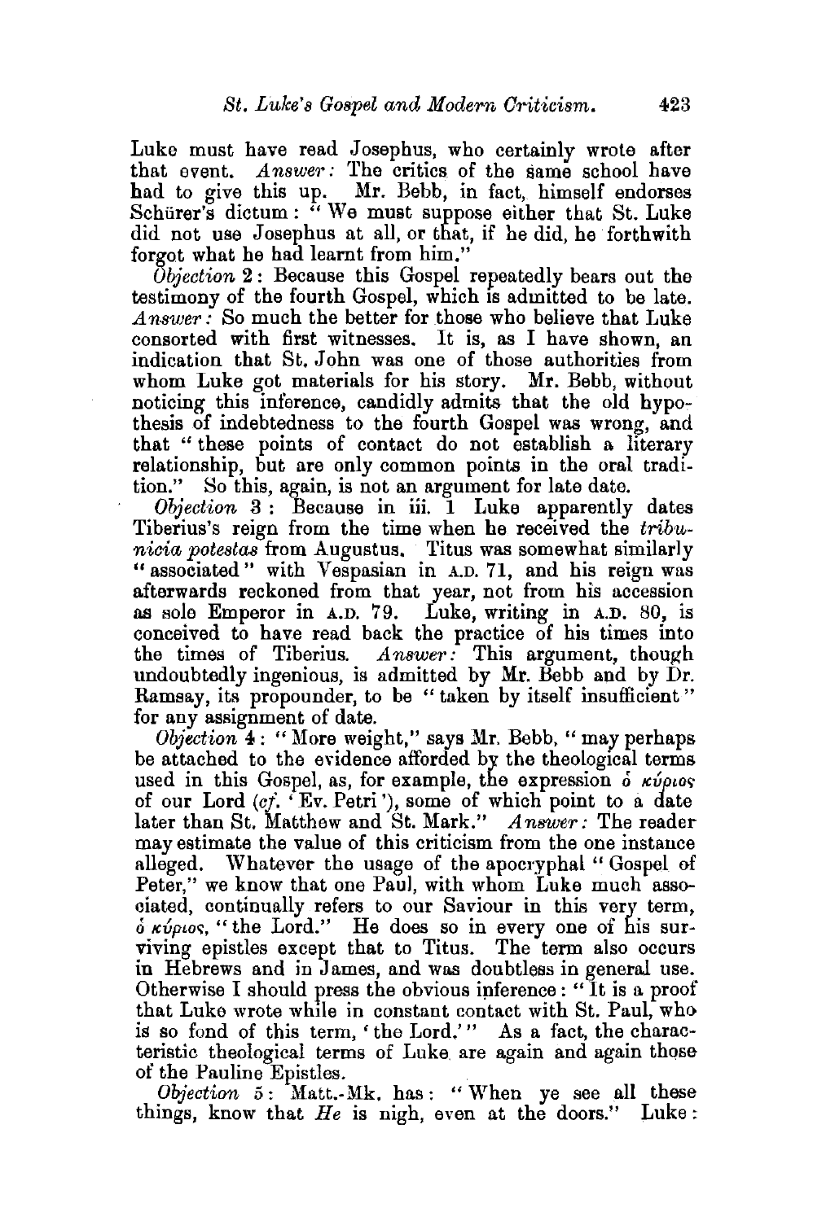Luke must have read Josephus, who certainly wrote after that event. *Answer:* The critics of the same school have had to give this up. Mr. Bebb, in fact, himself endorses Schürer's dictum: "We must suppose either that St. Luke did not use Josephus at all, or that, if he did, he forthwith forgot what he had learnt from him."

*Objection* 2: Because this Gospel repeatedly bears out the testimony of the fourth Gospel, which is admitted to be late. *Answer:* So much the better for those who believe that Luke consorted with first witnesses. It is, as I have shown, an indication that St. John was one of those authorities from whom Luke got materials for his story. Mr. Bebb, without noticing this inference, candidly admits that the old hypothesis of indebtedness to the fourth Gospel was wrong, and that "these points of contact do not establish a literary relationship, but are only common points in the oral tradition." So this, again, is not an argument for late date.

*Objection* 3: Because in iii. 1 Luke apparently dates Tiberius's reign from the time when he received the *tribunicia potestas* from Augustus. Titus was somewhat similarly "associated" with Vespasian in A.D. 71, and his reign was afterwards reckoned from that year, not from his accession as sole Emperor in A.D. 79. Luke, writing in A.D. 80, is conceived to have read back the practice of his times into the times of Tiberius. *Answer:* This argument, though undoubtedly ingenious, is admitted by Mr. Bebb and by Dr. Ramsay, its propounder, to be "taken by itself insufficient" for any assignment of date.

*Objection* 4: "More weight," says Mr. Bebb, "may perhaps be attached to the evidence afforded by the theological terms used in this Gospel, as, for example, the expression ὁ κύριος of our Lord (*cf.* 'Ev. Petri'), some of which point to a date later than St. Matthew and St. Mark." *Answer:* The reader may estimate the value of this criticism from the one instance alleged. Whatever the usage of the apocryphal "Gospel of Peter," we know that one Paul, with whom Luke much associated, continually refers to our Saviour in this very term, ὁ κύριος, "the Lord." He does so in every one of his surviving epistles except that to Titus. The term also occurs in Hebrews and in James, and was doubtless in general use. Otherwise I should press the obvious inference: "It is a proof that Luke wrote while in constant contact with St. Paul, who is so fond of this term, 'the Lord.'" As a fact, the characteristic theological terms of Luke are again and again those of the Pauline Epistles.

*Objection* 5: Matt.-Mk. has: "When ye see all these things, know that *He* is nigh, even at the doors." Luke: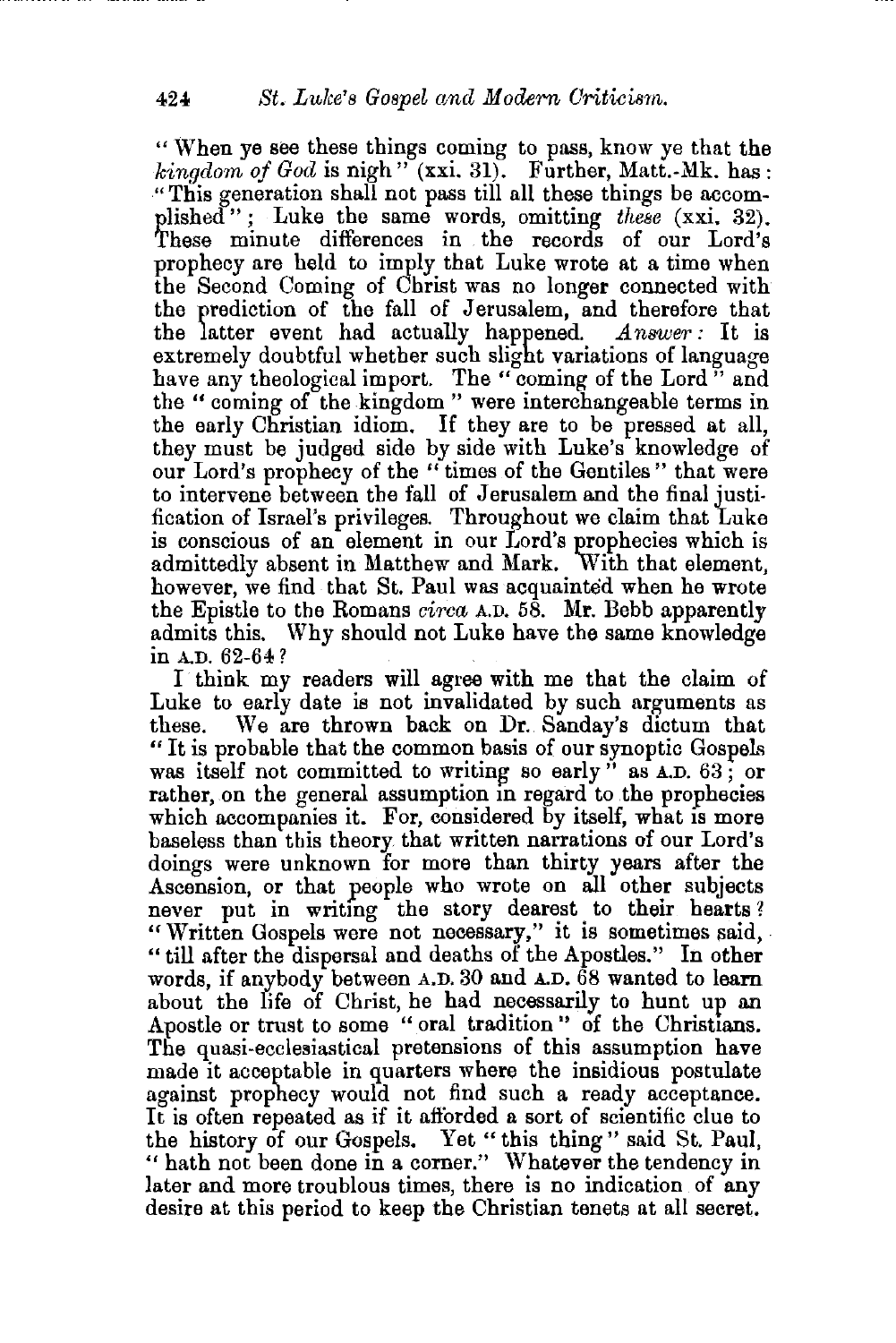"When ye see these things coming to pass, know ye that the *kingdom of God* is nigh" (xxi. 31). Further, Matt.-Mk. has: "This generation shall not pass till all these things be accomplished"; Luke the same words, omitting *these* (xxi. 32). These minute differences in the records of our Lord's prophecy are held to imply that Luke wrote at a time when the Second Coming of Christ was no longer connected with the prediction of the fall of Jerusalem, and therefore that the latter event had actually happened. *Answer:* It is extremely doubtful whether such slight variations of language have any theological import. The "coming of the Lord" and the "coming of the kingdom" were interchangeable terms in the early Christian idiom. If they are to be pressed at all, they must be judged side by side with Luke's knowledge of our Lord's prophecy of the "times of the Gentiles" that were to intervene between the fall of Jerusalem and the final justification of Israel's privileges. Throughout we claim that Luke is conscious of an element in our Lord's prophecies which is admittedly absent in Matthew and Mark. With that element, however, we find that St. Paul was acquainted when he wrote the Epistle to the Romans *circa* A.D. 58. Mr. Bebb apparently admits this. Why should not Luke have the same knowledge in A.D. 62-64?

I think my readers will agree with me that the claim of Luke to early date is not invalidated by such arguments as these. We are thrown back on Dr. Sanday's dictum that "It is probable that the common basis of our synoptic Gospels was itself not committed to writing so early" as A.D. 63; or rather, on the general assumption in regard to the prophecies which accompanies it. For, considered by itself, what is more baseless than this theory that written narrations of our Lord's doings were unknown for more than thirty years after the Ascension, or that people who wrote on all other subjects never put in writing the story dearest to their hearts? "Written Gospels were not necessary," it is sometimes said, "till after the dispersal and deaths of the Apostles." In other words, if anybody between A.D. 30 and A.D. 68 wanted to learn about the life of Christ, he had necessarily to hunt up an Apostle or trust to some "oral tradition" of the Christians. The quasi-ecclesiastical pretensions of this assumption have made it acceptable in quarters where the insidious postulate against prophecy would not find such a ready acceptance. It is often repeated as if it afforded a sort of scientific clue to the history of our Gospels. Yet "this thing" said St. Paul, "hath not been done in a corner." Whatever the tendency in later and more troublous times, there is no indication of any desire at this period to keep the Christian tenets at all secret.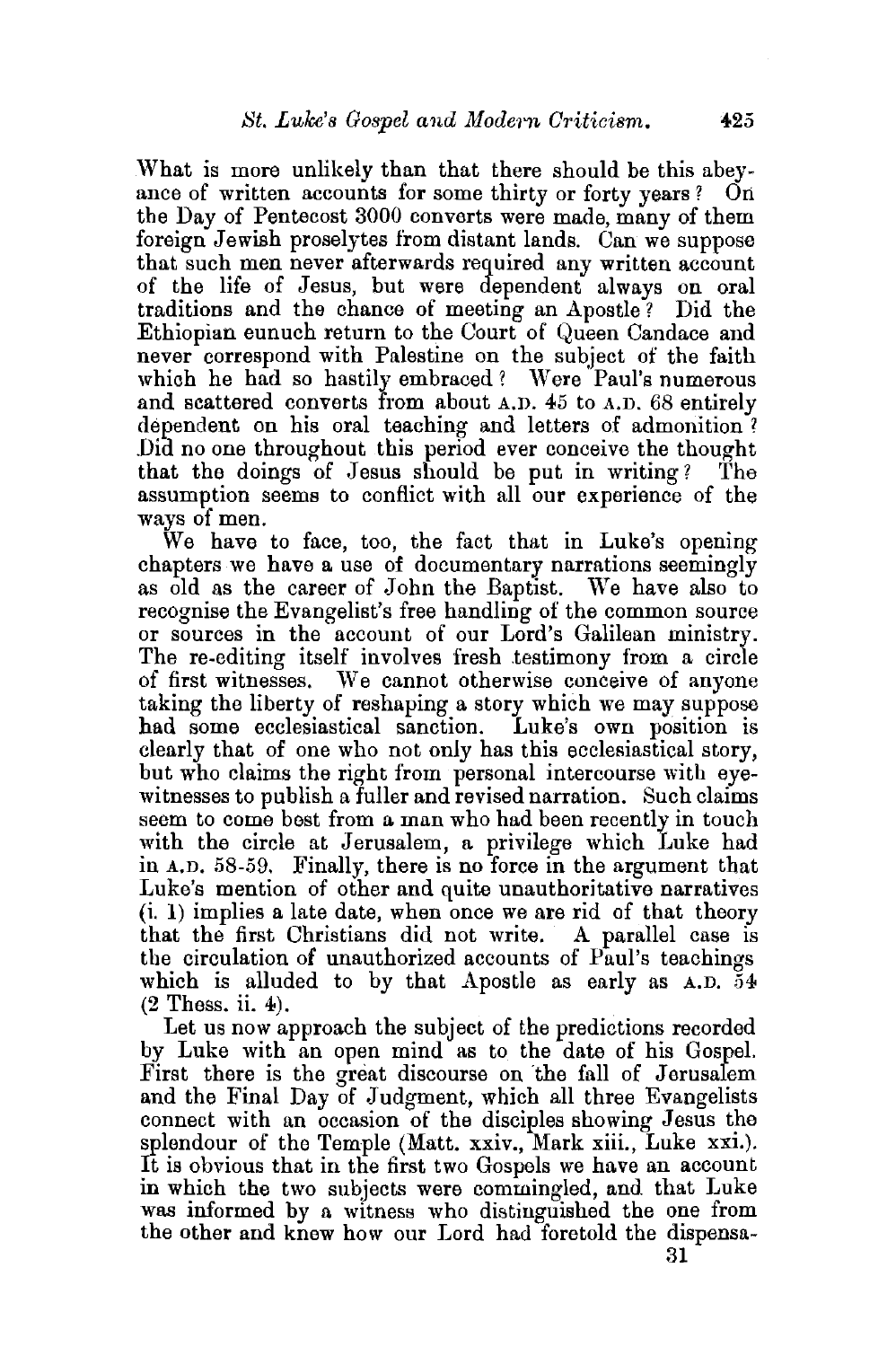What is more unlikely than that there should be this abeyance of written accounts for some thirty or forty years? On the Day of Pentecost 3000 converts were made, many of them foreign Jewish proselytes from distant lands. Can we suppose that such men never afterwards required any written account of the life of Jesus, but were dependent always on oral traditions and the chance of meeting an Apostle? Did the Ethiopian eunuch return to the Court of Queen Candace and never correspond with Palestine on the subject of the faith which he had so hastily embraced? Were Paul's numerous and scattered converts from about A.D. 45 to A.D. 68 entirely dependent on his oral teaching and letters of admonition? Did no one throughout this period ever conceive the thought that the doings of Jesus should be put in writing? The assumption seems to conflict with all our experience of the ways of men.

We have to face, too, the fact that in Luke's opening chapters we have a use of documentary narrations seemingly as old as the career of John the Baptist. We have also to recognise the Evangelist's free handling of the common source or sources in the account of our Lord's Galilean ministry. The re-editing itself involves fresh testimony from a circle of first witnesses. We cannot otherwise conceive of anyone taking the liberty of reshaping a story which we may suppose had some ecclesiastical sanction. Luke's own position is clearly that of one who not only has this ecclesiastical story, but who claims the right from personal intercourse with eye-witnesses to publish a fuller and revised narration. Such claims seem to come best from a man who had been recently in touch with the circle at Jerusalem, a privilege which Luke had in A.D. 58-59. Finally, there is no force in the argument that Luke's mention of other and quite unauthoritative narratives (i. 1) implies a late date, when once we are rid of that theory that the first Christians did not write. A parallel case is the circulation of unauthorized accounts of Paul's teachings which is alluded to by that Apostle as early as A.D. 54 (2 Thess. ii. 4).

Let us now approach the subject of the predictions recorded by Luke with an open mind as to the date of his Gospel. First there is the great discourse on the fall of Jerusalem and the Final Day of Judgment, which all three Evangelists connect with an occasion of the disciples showing Jesus the splendour of the Temple (Matt. xxiv., Mark xiii., Luke xxi.). It is obvious that in the first two Gospels we have an account in which the two subjects were commingled, and that Luke was informed by a witness who distinguished the one from the other and knew how our Lord had foretold the dispensa-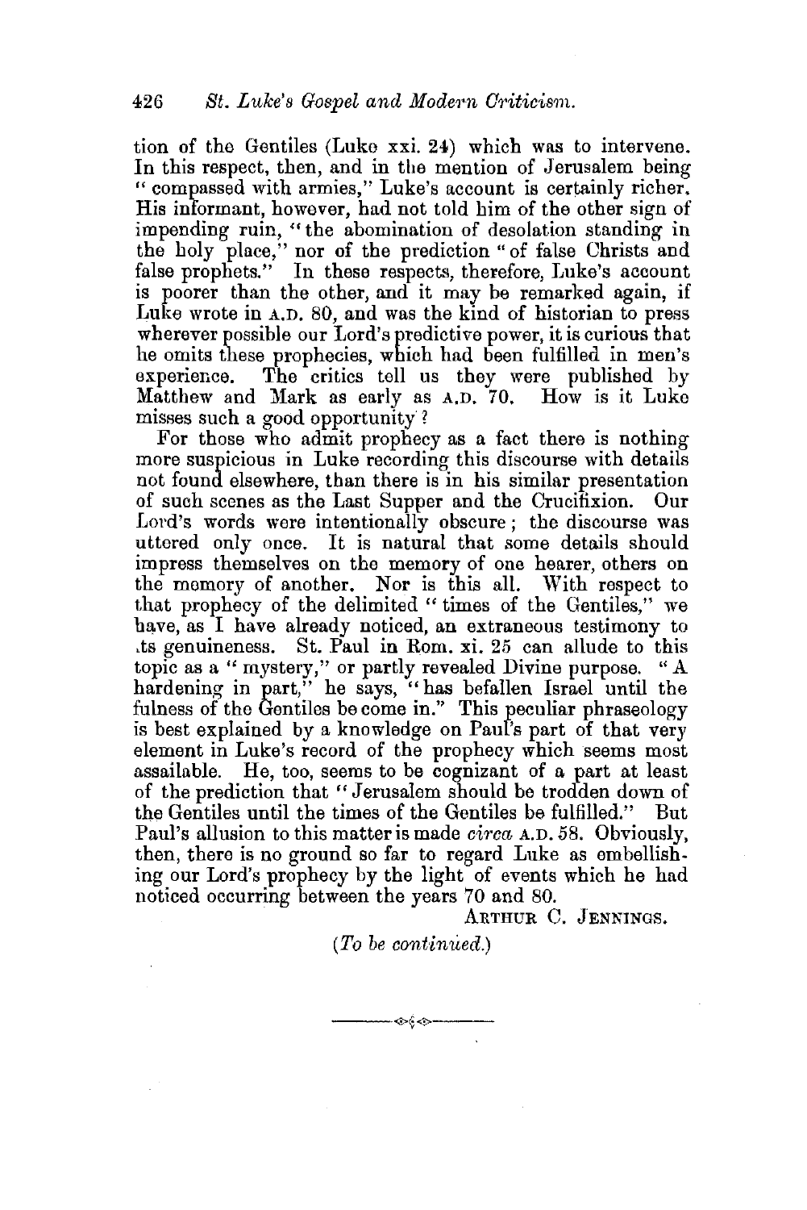tion of the Gentiles (Luke xxi. 24) which was to intervene. In this respect, then, and in the mention of Jerusalem being "compassed with armies," Luke's account is certainly richer. His informant, however, had not told him of the other sign of impending ruin, "the abomination of desolation standing in the holy place," nor of the prediction "of false Christs and false prophets." In these respects, therefore, Luke's account is poorer than the other, and it may be remarked again, if Luke wrote in A.D. 80, and was the kind of historian to press wherever possible our Lord's predictive power, it is curious that he omits these prophecies, which had been fulfilled in men's experience. The critics tell us they were published by Matthew and Mark as early as A.D. 70. How is it Luke misses such a good opportunity?

For those who admit prophecy as a fact there is nothing more suspicious in Luke recording this discourse with details not found elsewhere, than there is in his similar presentation of such scenes as the Last Supper and the Crucifixion. Our Lord's words were intentionally obscure; the discourse was uttered only once. It is natural that some details should impress themselves on the memory of one hearer, others on the memory of another. Nor is this all. With respect to that prophecy of the delimited "times of the Gentiles," we have, as I have already noticed, an extraneous testimony to its genuineness. St. Paul in Rom. xi. 25 can allude to this topic as a "mystery," or partly revealed Divine purpose. "A hardening in part," he says, "has befallen Israel until the fulness of the Gentiles be come in." This peculiar phraseology is best explained by a knowledge on Paul's part of that very element in Luke's record of the prophecy which seems most assailable. He, too, seems to be cognizant of a part at least of the prediction that "Jerusalem should be trodden down of the Gentiles until the times of the Gentiles be fulfilled." But Paul's allusion to this matter is made *circa* A.D. 58. Obviously, then, there is no ground so far to regard Luke as embellishing our Lord's prophecy by the light of events which he had noticed occurring between the years 70 and 80.

ARTHUR C. JENNINGS.

*(To be continued.)*